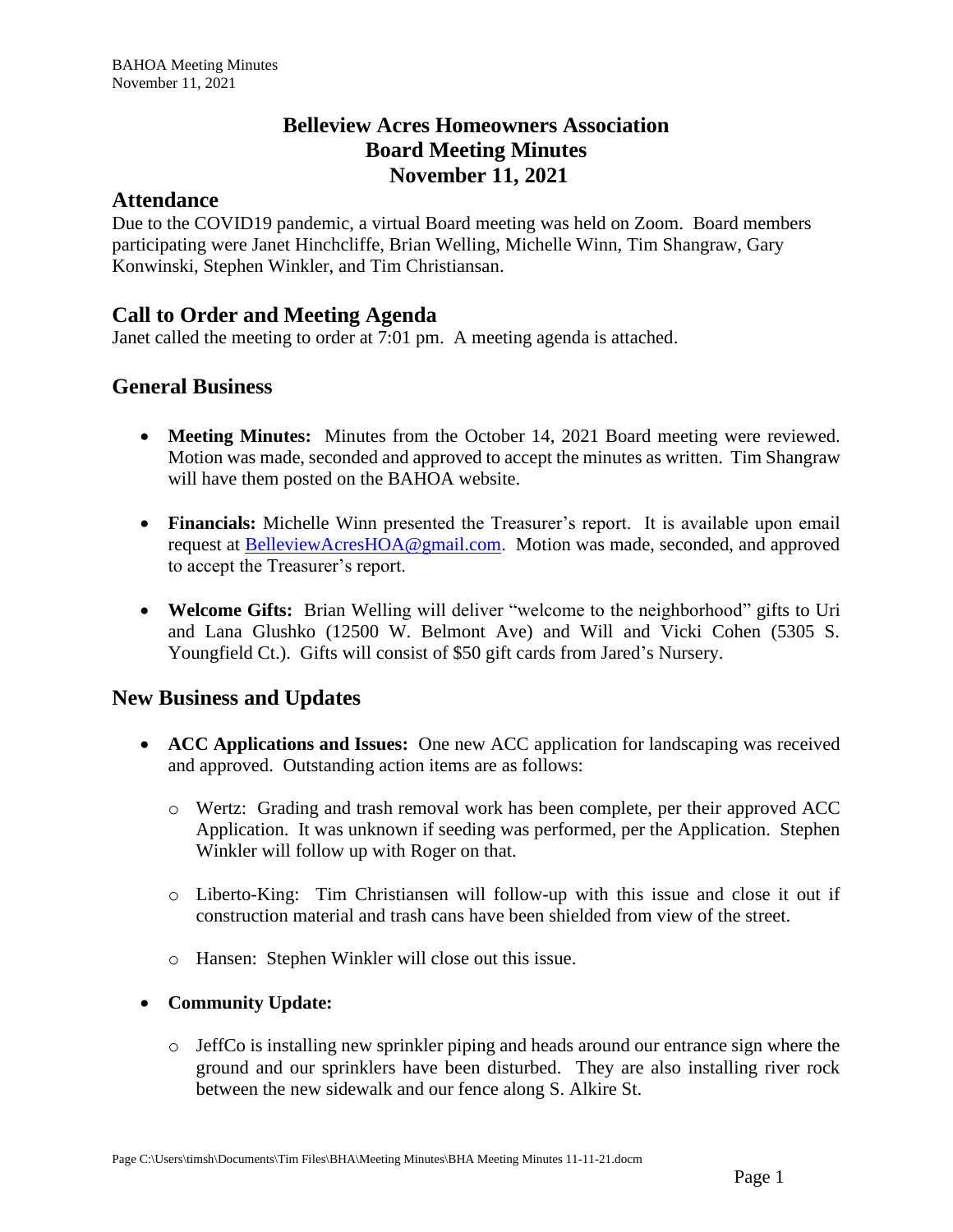# Belleview Acres Homeowners Association
# Board Meeting Minutes
# November 11, 2021

## Attendance

Due to the COVID19 pandemic, a virtual Board meeting was held on Zoom. Board members participating were Janet Hinchcliffe, Brian Welling, Michelle Winn, Tim Shangraw, Gary Konwinski, Stephen Winkler, and Tim Christiansan.

## Call to Order and Meeting Agenda

Janet called the meeting to order at 7:01 pm. A meeting agenda is attached.

## General Business

- **Meeting Minutes:** Minutes from the October 14, 2021 Board meeting were reviewed. Motion was made, seconded and approved to accept the minutes as written. Tim Shangraw will have them posted on the BAHOA website.

- **Financials:** Michelle Winn presented the Treasurer's report. It is available upon email request at BelleviewAcresHOA@gmail.com. Motion was made, seconded, and approved to accept the Treasurer's report.

- **Welcome Gifts:** Brian Welling will deliver "welcome to the neighborhood" gifts to Uri and Lana Glushko (12500 W. Belmont Ave) and Will and Vicki Cohen (5305 S. Youngfield Ct.). Gifts will consist of $50 gift cards from Jared's Nursery.

## New Business and Updates

- **ACC Applications and Issues:** One new ACC application for landscaping was received and approved. Outstanding action items are as follows:

  - Wertz: Grading and trash removal work has been complete, per their approved ACC Application. It was unknown if seeding was performed, per the Application. Stephen Winkler will follow up with Roger on that.

  - Liberto-King: Tim Christiansen will follow-up with this issue and close it out if construction material and trash cans have been shielded from view of the street.

  - Hansen: Stephen Winkler will close out this issue.

- **Community Update:**

  - JeffCo is installing new sprinkler piping and heads around our entrance sign where the ground and our sprinklers have been disturbed. They are also installing river rock between the new sidewalk and our fence along S. Alkire St.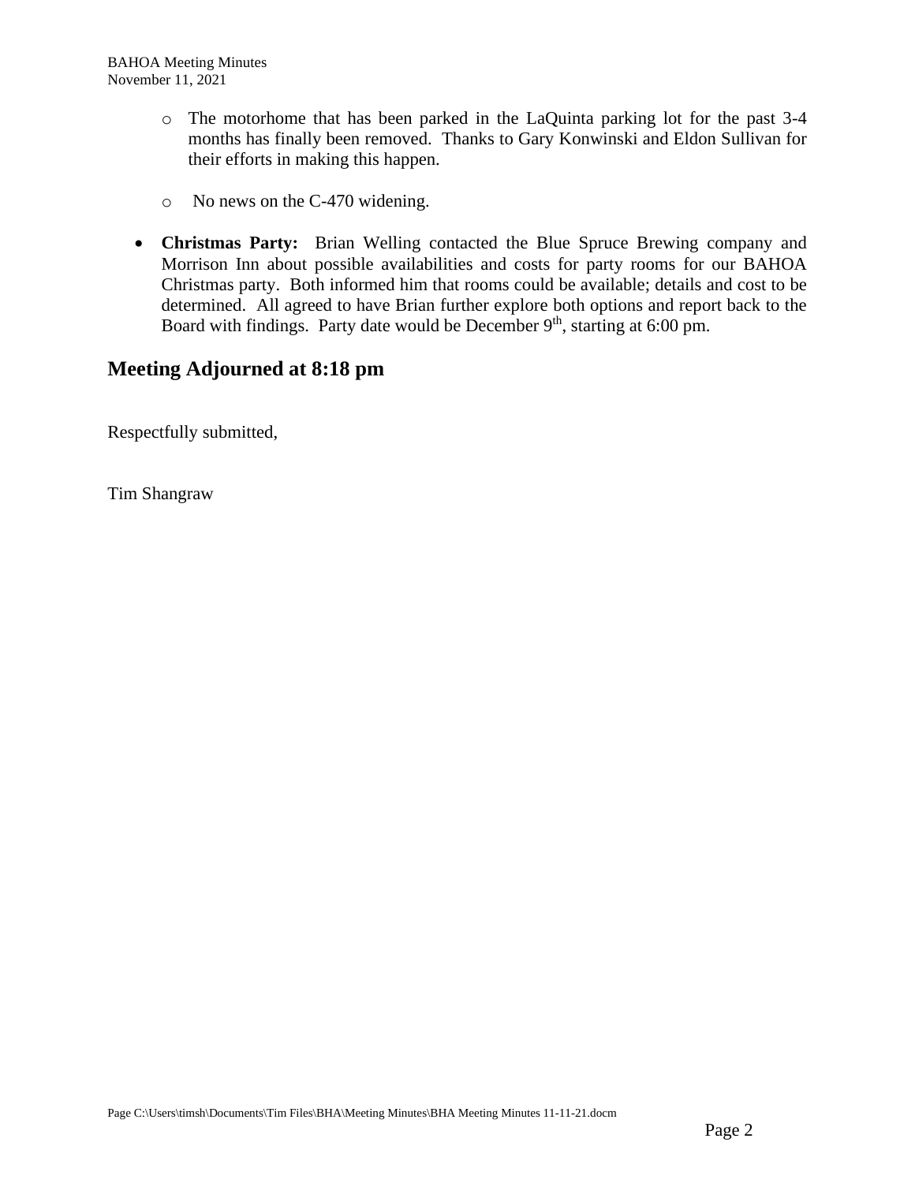- The motorhome that has been parked in the LaQuinta parking lot for the past 3-4 months has finally been removed. Thanks to Gary Konwinski and Eldon Sullivan for their efforts in making this happen.

  - No news on the C-470 widening.

- **Christmas Party:** Brian Welling contacted the Blue Spruce Brewing company and Morrison Inn about possible availabilities and costs for party rooms for our BAHOA Christmas party. Both informed him that rooms could be available; details and cost to be determined. All agreed to have Brian further explore both options and report back to the Board with findings. Party date would be December 9th, starting at 6:00 pm.

## Meeting Adjourned at 8:18 pm

Respectfully submitted,

Tim Shangraw